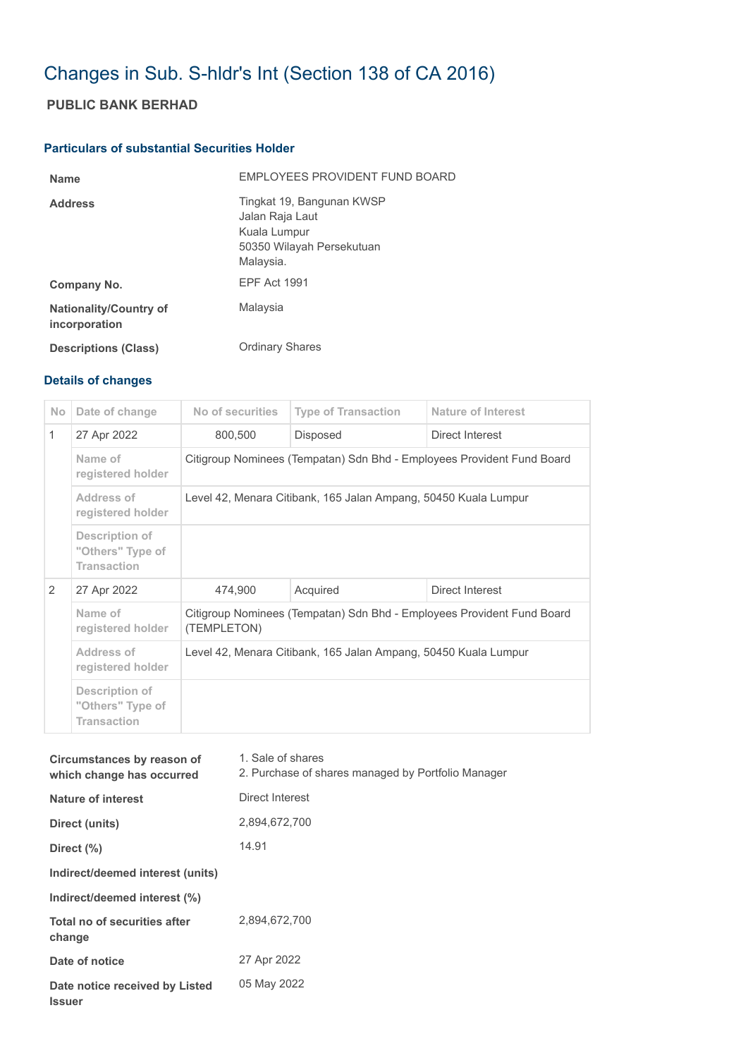# Changes in Sub. S-hldr's Int (Section 138 of CA 2016)

## PUBLIC BANK BERHAD

### Particulars of substantial Securities Holder

| | |
|---|---|
| **Name** | EMPLOYEES PROVIDENT FUND BOARD |
| **Address** | Tingkat 19, Bangunan KWSP<br>Jalan Raja Laut<br>Kuala Lumpur<br>50350 Wilayah Persekutuan<br>Malaysia. |
| **Company No.** | EPF Act 1991 |
| **Nationality/Country of incorporation** | Malaysia |
| **Descriptions (Class)** | Ordinary Shares |

### Details of changes

| No | Date of change | No of securities | Type of Transaction | Nature of Interest |
|---|---|---|---|---|
| 1 | 27 Apr 2022 | 800,500 | Disposed | Direct Interest |
| | Name of registered holder | Citigroup Nominees (Tempatan) Sdn Bhd - Employees Provident Fund Board | | |
| | Address of registered holder | Level 42, Menara Citibank, 165 Jalan Ampang, 50450 Kuala Lumpur | | |
| | Description of "Others" Type of Transaction | | | |
| 2 | 27 Apr 2022 | 474,900 | Acquired | Direct Interest |
| | Name of registered holder | Citigroup Nominees (Tempatan) Sdn Bhd - Employees Provident Fund Board (TEMPLETON) | | |
| | Address of registered holder | Level 42, Menara Citibank, 165 Jalan Ampang, 50450 Kuala Lumpur | | |
| | Description of "Others" Type of Transaction | | | |

| | |
|---|---|
| **Circumstances by reason of which change has occurred** | 1. Sale of shares<br>2. Purchase of shares managed by Portfolio Manager |
| **Nature of interest** | Direct Interest |
| **Direct (units)** | 2,894,672,700 |
| **Direct (%)** | 14.91 |
| **Indirect/deemed interest (units)** | |
| **Indirect/deemed interest (%)** | |
| **Total no of securities after change** | 2,894,672,700 |
| **Date of notice** | 27 Apr 2022 |
| **Date notice received by Listed Issuer** | 05 May 2022 |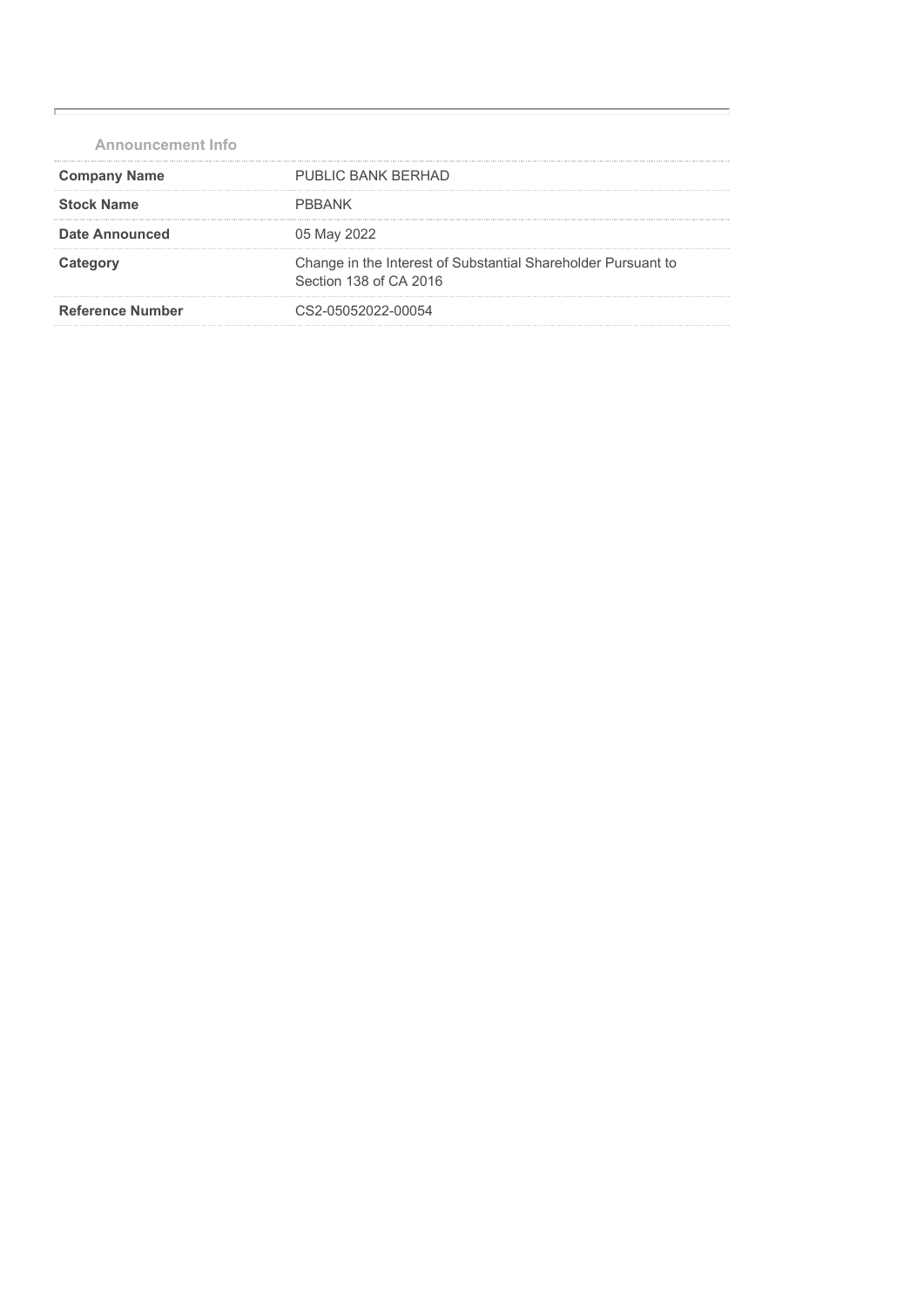## Announcement Info

| | |
|---|---|
| **Company Name** | PUBLIC BANK BERHAD |
| **Stock Name** | PBBANK |
| **Date Announced** | 05 May 2022 |
| **Category** | Change in the Interest of Substantial Shareholder Pursuant to Section 138 of CA 2016 |
| **Reference Number** | CS2-05052022-00054 |